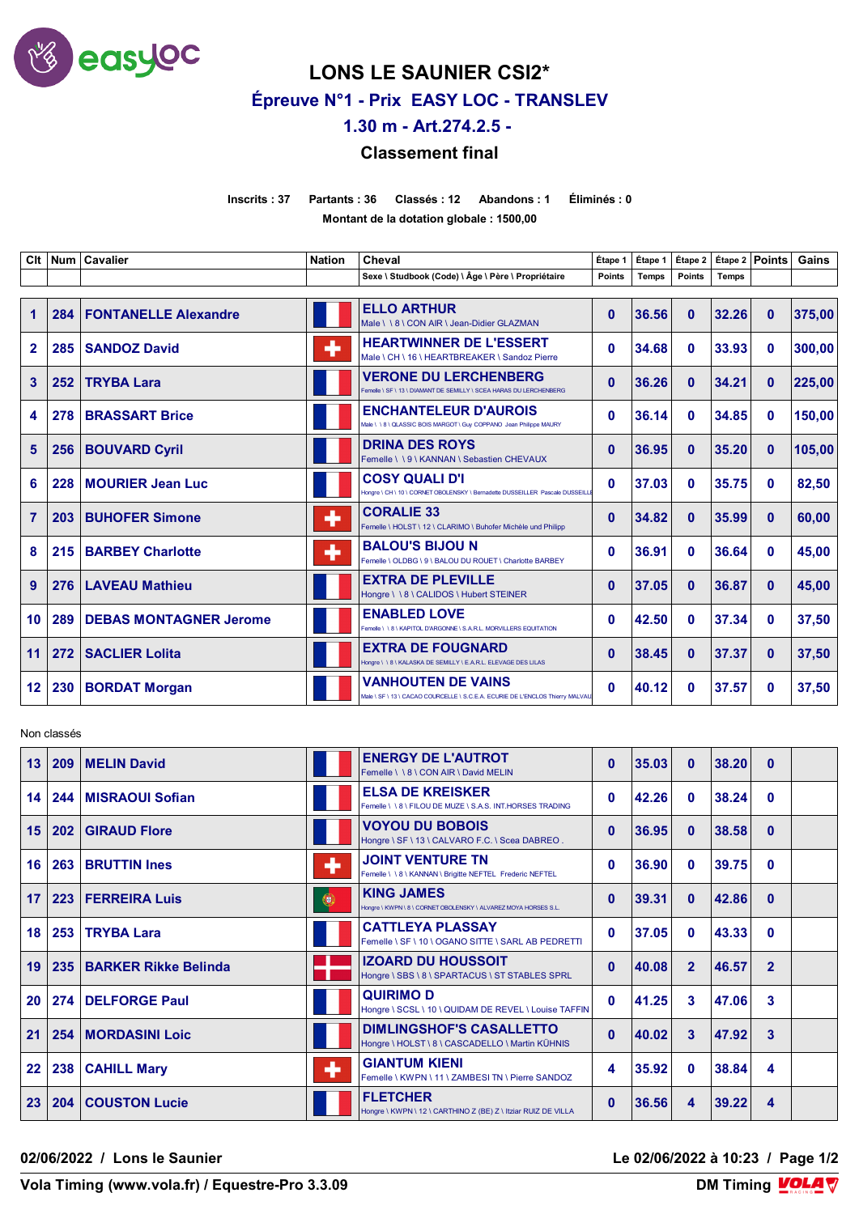# LONS LE SAUNIER CSI2*

## Épreuve N°1 - Prix EASY LOC - TRANSLEV

## 1.30 m - Art.274.2.5 -

## Classement final

**Inscrits : 37 Partants : 36 Classés : 12 Abandons : 1 Éliminés : 0**

**Montant de la dotation globale : 1500,00**

| Clt | Num | Cavalier | Nation | Cheval<br>Sexe \ Studbook (Code) \ Âge \ Père \ Propriétaire | Étape 1<br>Points | Étape 1<br>Temps | Étape 2<br>Points | Étape 2<br>Temps | Points | Gains |
|---|---|---|---|---|---|---|---|---|---|---|
| 1 | 284 | FONTANELLE Alexandre | | ELLO ARTHUR<br>Male \ \ 8 \ CON AIR \ Jean-Didier GLAZMAN | 0 | 36.56 | 0 | 32.26 | 0 | 375,00 |
| 2 | 285 | SANDOZ David | | HEARTWINNER DE L'ESSERT<br>Male \ CH \ 16 \ HEARTBREAKER \ Sandoz Pierre | 0 | 34.68 | 0 | 33.93 | 0 | 300,00 |
| 3 | 252 | TRYBA Lara | | VERONE DU LERCHENBERG<br>Femelle \ SF \ 13 \ DIAMANT DE SEMILLY \ SCEA HARAS DU LERCHENBERG | 0 | 36.26 | 0 | 34.21 | 0 | 225,00 |
| 4 | 278 | BRASSART Brice | | ENCHANTELEUR D'AUROIS<br>Male \ \ 8 \ QLASSIC BOIS MARGOT \ Guy COPPANO Jean Philippe MAURY | 0 | 36.14 | 0 | 34.85 | 0 | 150,00 |
| 5 | 256 | BOUVARD Cyril | | DRINA DES ROYS<br>Femelle \ \ 9 \ KANNAN \ Sebastien CHEVAUX | 0 | 36.95 | 0 | 35.20 | 0 | 105,00 |
| 6 | 228 | MOURIER Jean Luc | | COSY QUALI D'I<br>Hongre \ CH \ 10 \ CORNET OBOLENSKY \ Bernadette DUSSEILLER Pascale DUSSEILLE | 0 | 37.03 | 0 | 35.75 | 0 | 82,50 |
| 7 | 203 | BUHOFER Simone | | CORALIE 33<br>Femelle \ HOLST \ 12 \ CLARIMO \ Buhofer Michèle und Philipp | 0 | 34.82 | 0 | 35.99 | 0 | 60,00 |
| 8 | 215 | BARBEY Charlotte | | BALOU'S BIJOU N<br>Femelle \ OLDBG \ 9 \ BALOU DU ROUET \ Charlotte BARBEY | 0 | 36.91 | 0 | 36.64 | 0 | 45,00 |
| 9 | 276 | LAVEAU Mathieu | | EXTRA DE PLEVILLE<br>Hongre \ \ 8 \ CALIDOS \ Hubert STEINER | 0 | 37.05 | 0 | 36.87 | 0 | 45,00 |
| 10 | 289 | DEBAS MONTAGNER Jerome | | ENABLED LOVE<br>Femelle \ \ 8 \ KAPITOL D'ARGONNE \ S.A.R.L. MORVILLERS EQUITATION | 0 | 42.50 | 0 | 37.34 | 0 | 37,50 |
| 11 | 272 | SACLIER Lolita | | EXTRA DE FOUGNARD<br>Hongre \ \ 8 \ KALASKA DE SEMILLY \ E.A.R.L. ELEVAGE DES LILAS | 0 | 38.45 | 0 | 37.37 | 0 | 37,50 |
| 12 | 230 | BORDAT Morgan | | VANHOUTEN DE VAINS<br>Male \ SF \ 13 \ CACAO COURCELLE \ S.C.E.A. ECURIE DE L'ENCLOS Thierry MALVAU | 0 | 40.12 | 0 | 37.57 | 0 | 37,50 |

Non classés

| Clt | Num | Cavalier | Nation | Cheval | Étape 1 Points | Étape 1 Temps | Étape 2 Points | Étape 2 Temps | Points | Gains |
|---|---|---|---|---|---|---|---|---|---|---|
| 13 | 209 | MELIN David | | ENERGY DE L'AUTROT<br>Femelle \ \ 8 \ CON AIR \ David MELIN | 0 | 35.03 | 0 | 38.20 | 0 | |
| 14 | 244 | MISRAOUI Sofian | | ELSA DE KREISKER<br>Femelle \ \ 8 \ FILOU DE MUZE \ S.A.S. INT.HORSES TRADING | 0 | 42.26 | 0 | 38.24 | 0 | |
| 15 | 202 | GIRAUD Flore | | VOYOU DU BOBOIS<br>Hongre \ SF \ 13 \ CALVARO F.C. \ Scea DABREO . | 0 | 36.95 | 0 | 38.58 | 0 | |
| 16 | 263 | BRUTTIN Ines | | JOINT VENTURE TN<br>Femelle \ \ 8 \ KANNAN \ Brigitte NEFTEL Frederic NEFTEL | 0 | 36.90 | 0 | 39.75 | 0 | |
| 17 | 223 | FERREIRA Luis | | KING JAMES<br>Hongre \ KWPN \ 8 \ CORNET OBOLENSKY \ ALVAREZ MOYA HORSES S.L. | 0 | 39.31 | 0 | 42.86 | 0 | |
| 18 | 253 | TRYBA Lara | | CATTLEYA PLASSAY<br>Femelle \ SF \ 10 \ OGANO SITTE \ SARL AB PEDRETTI | 0 | 37.05 | 0 | 43.33 | 0 | |
| 19 | 235 | BARKER Rikke Belinda | | IZOARD DU HOUSSOIT<br>Hongre \ SBS \ 8 \ SPARTACUS \ ST STABLES SPRL | 0 | 40.08 | 2 | 46.57 | 2 | |
| 20 | 274 | DELFORGE Paul | | QUIRIMO D<br>Hongre \ SCSL \ 10 \ QUIDAM DE REVEL \ Louise TAFFIN | 0 | 41.25 | 3 | 47.06 | 3 | |
| 21 | 254 | MORDASINI Loic | | DIMLINGSHOF'S CASALLETTO<br>Hongre \ HOLST \ 8 \ CASCADELLO \ Martin KÜHNIS | 0 | 40.02 | 3 | 47.92 | 3 | |
| 22 | 238 | CAHILL Mary | | GIANTUM KIENI<br>Femelle \ KWPN \ 11 \ ZAMBESI TN \ Pierre SANDOZ | 4 | 35.92 | 0 | 38.84 | 4 | |
| 23 | 204 | COUSTON Lucie | | FLETCHER<br>Hongre \ KWPN \ 12 \ CARTHINO Z (BE) Z \ Itziar RUIZ DE VILLA | 0 | 36.56 | 4 | 39.22 | 4 | |

02/06/2022 / Lons le Saunier — Le 02/06/2022 à 10:23

Vola Timing (www.vola.fr) / Equestre-Pro 3.3.09 — DM Timing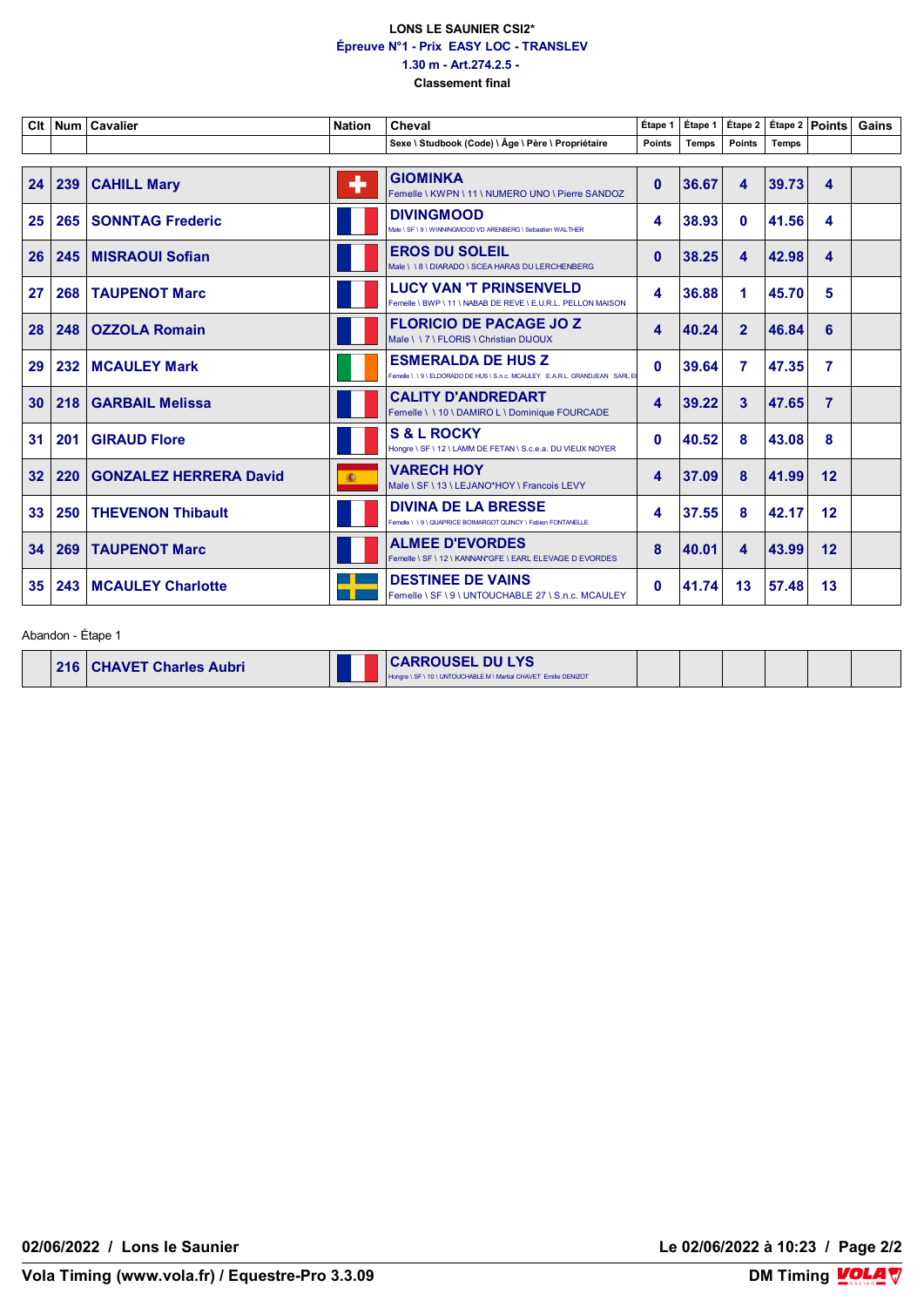**LONS LE SAUNIER CSI2***

**Épreuve N°1 - Prix EASY LOC - TRANSLEV**

**1.30 m - Art.274.2.5 -**

**Classement final**

| Clt | Num | Cavalier | Nation | Cheval<br>Sexe \ Studbook (Code) \ Âge \ Père \ Propriétaire | Étape 1<br>Points | Étape 1<br>Temps | Étape 2<br>Points | Étape 2<br>Temps | Points | Gains |
|---|---|---|---|---|---|---|---|---|---|---|
| 24 | 239 | CAHILL Mary | | GIOMINKA<br>Femelle \ KWPN \ 11 \ NUMERO UNO \ Pierre SANDOZ | 0 | 36.67 | 4 | 39.73 | 4 | |
| 25 | 265 | SONNTAG Frederic | | DIVINGMOOD<br>Male \ SF \ 9 \ WINNINGMOOD VD ARENBERG \ Sebastien WALTHER | 4 | 38.93 | 0 | 41.56 | 4 | |
| 26 | 245 | MISRAOUI Sofian | | EROS DU SOLEIL<br>Male \ \ 8 \ DIARADO \ SCEA HARAS DU LERCHENBERG | 0 | 38.25 | 4 | 42.98 | 4 | |
| 27 | 268 | TAUPENOT Marc | | LUCY VAN 'T PRINSENVELD<br>Femelle \ BWP \ 11 \ NABAB DE REVE \ E.U.R.L. PELLON MAISON | 4 | 36.88 | 1 | 45.70 | 5 | |
| 28 | 248 | OZZOLA Romain | | FLORICIO DE PACAGE JO Z<br>Male \ \ 7 \ FLORIS \ Christian DIJOUX | 4 | 40.24 | 2 | 46.84 | 6 | |
| 29 | 232 | MCAULEY Mark | | ESMERALDA DE HUS Z<br>Femelle \ \ 9 \ ELDORADO DE HUS \ S.n.c. MCAULEY E.A.R.L. GRANDJEAN SARL E | 0 | 39.64 | 7 | 47.35 | 7 | |
| 30 | 218 | GARBAIL Melissa | | CALITY D'ANDREDART<br>Femelle \ \ 10 \ DAMIRO L \ Dominique FOURCADE | 4 | 39.22 | 3 | 47.65 | 7 | |
| 31 | 201 | GIRAUD Flore | | S & L ROCKY<br>Hongre \ SF \ 12 \ LAMM DE FETAN \ S.c.e.a. DU VIEUX NOYER | 0 | 40.52 | 8 | 43.08 | 8 | |
| 32 | 220 | GONZALEZ HERRERA David | | VARECH HOY<br>Male \ SF \ 13 \ LEJANO*HOY \ Francois LEVY | 4 | 37.09 | 8 | 41.99 | 12 | |
| 33 | 250 | THEVENON Thibault | | DIVINA DE LA BRESSE<br>Femelle \ \ 9 \ QUAPRICE BOIMARGOT QUINCY \ Fabien FONTANELLE | 4 | 37.55 | 8 | 42.17 | 12 | |
| 34 | 269 | TAUPENOT Marc | | ALMEE D'EVORDES<br>Femelle \ SF \ 12 \ KANNAN*GFE \ EARL ELEVAGE D EVORDES | 8 | 40.01 | 4 | 43.99 | 12 | |
| 35 | 243 | MCAULEY Charlotte | | DESTINEE DE VAINS<br>Femelle \ SF \ 9 \ UNTOUCHABLE 27 \ S.n.c. MCAULEY | 0 | 41.74 | 13 | 57.48 | 13 | |

Abandon - Étape 1

| Clt | Num | Cavalier | Nation | Cheval | Étape 1 Points | Étape 1 Temps | Étape 2 Points | Étape 2 Temps | Points | Gains |
|---|---|---|---|---|---|---|---|---|---|---|
| | 216 | CHAVET Charles Aubri | | CARROUSEL DU LYS<br>Hongre \ SF \ 10 \ UNTOUCHABLE M \ Martial CHAVET Emilie DENIZOT | | | | | | |

02/06/2022 / Lons le Saunier — Le 02/06/2022 à 10:23

Vola Timing (www.vola.fr) / Equestre-Pro 3.3.09 — DM Timing